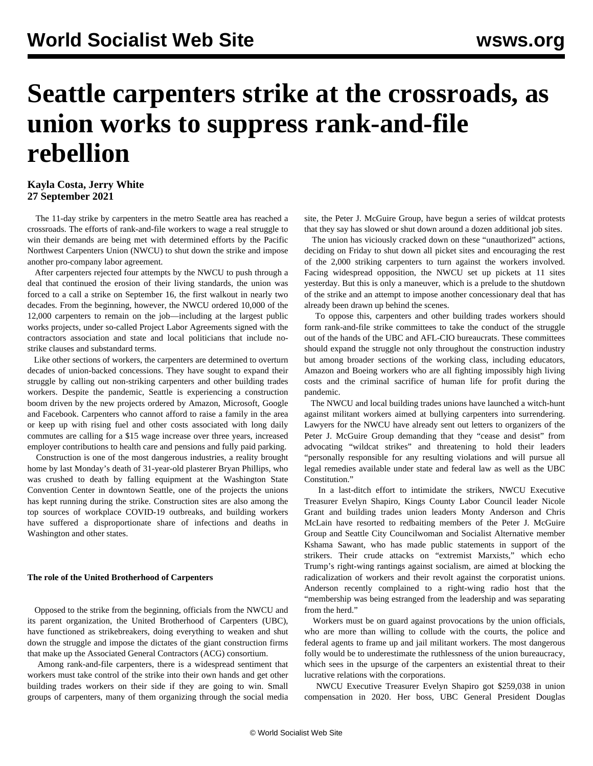# Seattle carpenters strike at the crossroads, as union works to suppress rank-and-file rebellion

**Kayla Costa, Jerry White**
**27 September 2021**

The 11-day strike by carpenters in the metro Seattle area has reached a crossroads. The efforts of rank-and-file workers to wage a real struggle to win their demands are being met with determined efforts by the Pacific Northwest Carpenters Union (NWCU) to shut down the strike and impose another pro-company labor agreement.

After carpenters rejected four attempts by the NWCU to push through a deal that continued the erosion of their living standards, the union was forced to a call a strike on September 16, the first walkout in nearly two decades. From the beginning, however, the NWCU ordered 10,000 of the 12,000 carpenters to remain on the job—including at the largest public works projects, under so-called Project Labor Agreements signed with the contractors association and state and local politicians that include no-strike clauses and substandard terms.

Like other sections of workers, the carpenters are determined to overturn decades of union-backed concessions. They have sought to expand their struggle by calling out non-striking carpenters and other building trades workers. Despite the pandemic, Seattle is experiencing a construction boom driven by the new projects ordered by Amazon, Microsoft, Google and Facebook. Carpenters who cannot afford to raise a family in the area or keep up with rising fuel and other costs associated with long daily commutes are calling for a $15 wage increase over three years, increased employer contributions to health care and pensions and fully paid parking.

Construction is one of the most dangerous industries, a reality brought home by last Monday's death of 31-year-old plasterer Bryan Phillips, who was crushed to death by falling equipment at the Washington State Convention Center in downtown Seattle, one of the projects the unions has kept running during the strike. Construction sites are also among the top sources of workplace COVID-19 outbreaks, and building workers have suffered a disproportionate share of infections and deaths in Washington and other states.

#### The role of the United Brotherhood of Carpenters

Opposed to the strike from the beginning, officials from the NWCU and its parent organization, the United Brotherhood of Carpenters (UBC), have functioned as strikebreakers, doing everything to weaken and shut down the struggle and impose the dictates of the giant construction firms that make up the Associated General Contractors (ACG) consortium.

Among rank-and-file carpenters, there is a widespread sentiment that workers must take control of the strike into their own hands and get other building trades workers on their side if they are going to win. Small groups of carpenters, many of them organizing through the social media site, the Peter J. McGuire Group, have begun a series of wildcat protests that they say has slowed or shut down around a dozen additional job sites.

The union has viciously cracked down on these "unauthorized" actions, deciding on Friday to shut down all picket sites and encouraging the rest of the 2,000 striking carpenters to turn against the workers involved. Facing widespread opposition, the NWCU set up pickets at 11 sites yesterday. But this is only a maneuver, which is a prelude to the shutdown of the strike and an attempt to impose another concessionary deal that has already been drawn up behind the scenes.

To oppose this, carpenters and other building trades workers should form rank-and-file strike committees to take the conduct of the struggle out of the hands of the UBC and AFL-CIO bureaucrats. These committees should expand the struggle not only throughout the construction industry but among broader sections of the working class, including educators, Amazon and Boeing workers who are all fighting impossibly high living costs and the criminal sacrifice of human life for profit during the pandemic.

The NWCU and local building trades unions have launched a witch-hunt against militant workers aimed at bullying carpenters into surrendering. Lawyers for the NWCU have already sent out letters to organizers of the Peter J. McGuire Group demanding that they "cease and desist" from advocating "wildcat strikes" and threatening to hold their leaders "personally responsible for any resulting violations and will pursue all legal remedies available under state and federal law as well as the UBC Constitution."

In a last-ditch effort to intimidate the strikers, NWCU Executive Treasurer Evelyn Shapiro, Kings County Labor Council leader Nicole Grant and building trades union leaders Monty Anderson and Chris McLain have resorted to redbaiting members of the Peter J. McGuire Group and Seattle City Councilwoman and Socialist Alternative member Kshama Sawant, who has made public statements in support of the strikers. Their crude attacks on "extremist Marxists," which echo Trump's right-wing rantings against socialism, are aimed at blocking the radicalization of workers and their revolt against the corporatist unions. Anderson recently complained to a right-wing radio host that the "membership was being estranged from the leadership and was separating from the herd."

Workers must be on guard against provocations by the union officials, who are more than willing to collude with the courts, the police and federal agents to frame up and jail militant workers. The most dangerous folly would be to underestimate the ruthlessness of the union bureaucracy, which sees in the upsurge of the carpenters an existential threat to their lucrative relations with the corporations.

NWCU Executive Treasurer Evelyn Shapiro got $259,038 in union compensation in 2020. Her boss, UBC General President Douglas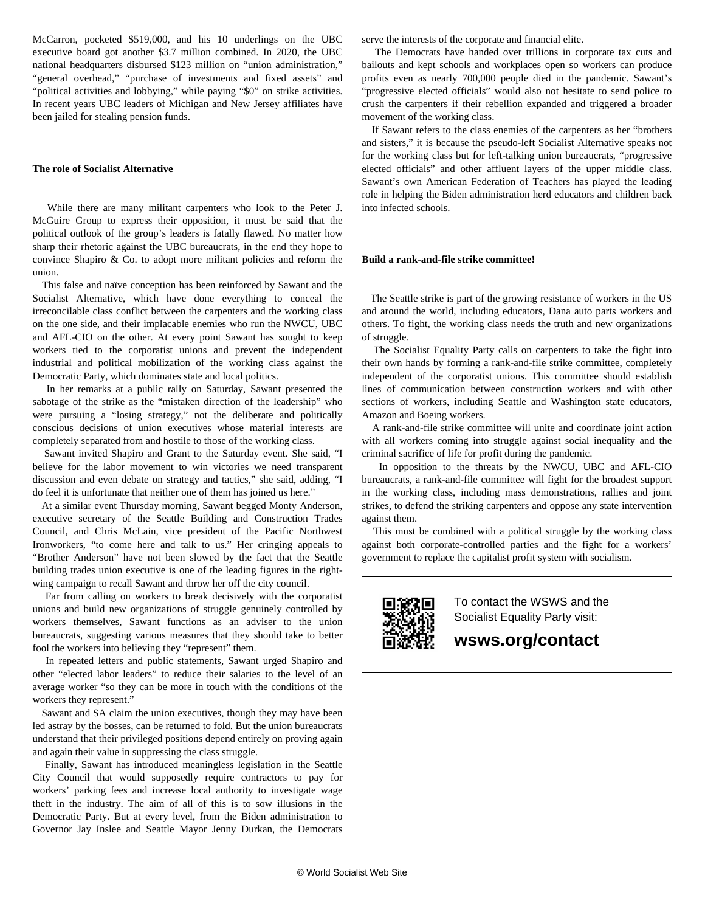McCarron, pocketed $519,000, and his 10 underlings on the UBC executive board got another $3.7 million combined. In 2020, the UBC national headquarters disbursed $123 million on “union administration,” “general overhead,” “purchase of investments and fixed assets” and “political activities and lobbying,” while paying “$0” on strike activities. In recent years UBC leaders of Michigan and New Jersey affiliates have been jailed for stealing pension funds.

**The role of Socialist Alternative**

While there are many militant carpenters who look to the Peter J. McGuire Group to express their opposition, it must be said that the political outlook of the group’s leaders is fatally flawed. No matter how sharp their rhetoric against the UBC bureaucrats, in the end they hope to convince Shapiro & Co. to adopt more militant policies and reform the union.

This false and naïve conception has been reinforced by Sawant and the Socialist Alternative, which have done everything to conceal the irreconcilable class conflict between the carpenters and the working class on the one side, and their implacable enemies who run the NWCU, UBC and AFL-CIO on the other. At every point Sawant has sought to keep workers tied to the corporatist unions and prevent the independent industrial and political mobilization of the working class against the Democratic Party, which dominates state and local politics.

In her remarks at a public rally on Saturday, Sawant presented the sabotage of the strike as the “mistaken direction of the leadership” who were pursuing a “losing strategy,” not the deliberate and politically conscious decisions of union executives whose material interests are completely separated from and hostile to those of the working class.

Sawant invited Shapiro and Grant to the Saturday event. She said, “I believe for the labor movement to win victories we need transparent discussion and even debate on strategy and tactics,” she said, adding, “I do feel it is unfortunate that neither one of them has joined us here.”

At a similar event Thursday morning, Sawant begged Monty Anderson, executive secretary of the Seattle Building and Construction Trades Council, and Chris McLain, vice president of the Pacific Northwest Ironworkers, “to come here and talk to us.” Her cringing appeals to “Brother Anderson” have not been slowed by the fact that the Seattle building trades union executive is one of the leading figures in the right-wing campaign to recall Sawant and throw her off the city council.

Far from calling on workers to break decisively with the corporatist unions and build new organizations of struggle genuinely controlled by workers themselves, Sawant functions as an adviser to the union bureaucrats, suggesting various measures that they should take to better fool the workers into believing they “represent” them.

In repeated letters and public statements, Sawant urged Shapiro and other “elected labor leaders” to reduce their salaries to the level of an average worker “so they can be more in touch with the conditions of the workers they represent.”

Sawant and SA claim the union executives, though they may have been led astray by the bosses, can be returned to fold. But the union bureaucrats understand that their privileged positions depend entirely on proving again and again their value in suppressing the class struggle.

Finally, Sawant has introduced meaningless legislation in the Seattle City Council that would supposedly require contractors to pay for workers’ parking fees and increase local authority to investigate wage theft in the industry. The aim of all of this is to sow illusions in the Democratic Party. But at every level, from the Biden administration to Governor Jay Inslee and Seattle Mayor Jenny Durkan, the Democrats serve the interests of the corporate and financial elite.

The Democrats have handed over trillions in corporate tax cuts and bailouts and kept schools and workplaces open so workers can produce profits even as nearly 700,000 people died in the pandemic. Sawant’s “progressive elected officials” would also not hesitate to send police to crush the carpenters if their rebellion expanded and triggered a broader movement of the working class.

If Sawant refers to the class enemies of the carpenters as her “brothers and sisters,” it is because the pseudo-left Socialist Alternative speaks not for the working class but for left-talking union bureaucrats, “progressive elected officials” and other affluent layers of the upper middle class. Sawant’s own American Federation of Teachers has played the leading role in helping the Biden administration herd educators and children back into infected schools.

**Build a rank-and-file strike committee!**

The Seattle strike is part of the growing resistance of workers in the US and around the world, including educators, Dana auto parts workers and others. To fight, the working class needs the truth and new organizations of struggle.

The Socialist Equality Party calls on carpenters to take the fight into their own hands by forming a rank-and-file strike committee, completely independent of the corporatist unions. This committee should establish lines of communication between construction workers and with other sections of workers, including Seattle and Washington state educators, Amazon and Boeing workers.

A rank-and-file strike committee will unite and coordinate joint action with all workers coming into struggle against social inequality and the criminal sacrifice of life for profit during the pandemic.

In opposition to the threats by the NWCU, UBC and AFL-CIO bureaucrats, a rank-and-file committee will fight for the broadest support in the working class, including mass demonstrations, rallies and joint strikes, to defend the striking carpenters and oppose any state intervention against them.

This must be combined with a political struggle by the working class against both corporate-controlled parties and the fight for a workers’ government to replace the capitalist profit system with socialism.

To contact the WSWS and the Socialist Equality Party visit:

**wsws.org/contact**